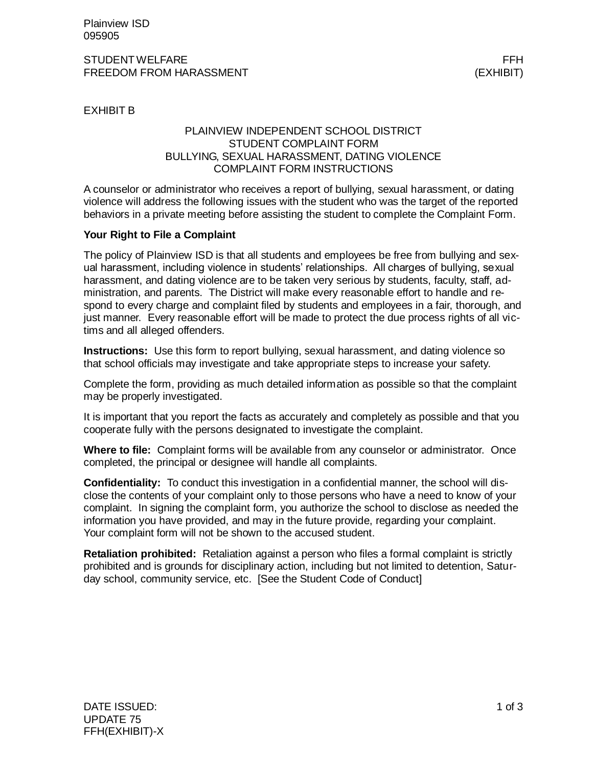EXHIBIT B

PLAINVIEW INDEPENDENT SCHOOL DISTRICT
STUDENT COMPLAINT FORM
BULLYING, SEXUAL HARASSMENT, DATING VIOLENCE
COMPLAINT FORM INSTRUCTIONS

A counselor or administrator who receives a report of bullying, sexual harassment, or dating violence will address the following issues with the student who was the target of the reported behaviors in a private meeting before assisting the student to complete the Complaint Form.

**Your Right to File a Complaint**

The policy of Plainview ISD is that all students and employees be free from bullying and sexual harassment, including violence in students' relationships. All charges of bullying, sexual harassment, and dating violence are to be taken very serious by students, faculty, staff, administration, and parents. The District will make every reasonable effort to handle and respond to every charge and complaint filed by students and employees in a fair, thorough, and just manner. Every reasonable effort will be made to protect the due process rights of all victims and all alleged offenders.

**Instructions:** Use this form to report bullying, sexual harassment, and dating violence so that school officials may investigate and take appropriate steps to increase your safety.

Complete the form, providing as much detailed information as possible so that the complaint may be properly investigated.

It is important that you report the facts as accurately and completely as possible and that you cooperate fully with the persons designated to investigate the complaint.

**Where to file:** Complaint forms will be available from any counselor or administrator. Once completed, the principal or designee will handle all complaints.

**Confidentiality:** To conduct this investigation in a confidential manner, the school will disclose the contents of your complaint only to those persons who have a need to know of your complaint. In signing the complaint form, you authorize the school to disclose as needed the information you have provided, and may in the future provide, regarding your complaint. Your complaint form will not be shown to the accused student.

**Retaliation prohibited:** Retaliation against a person who files a formal complaint is strictly prohibited and is grounds for disciplinary action, including but not limited to detention, Saturday school, community service, etc. [See the Student Code of Conduct]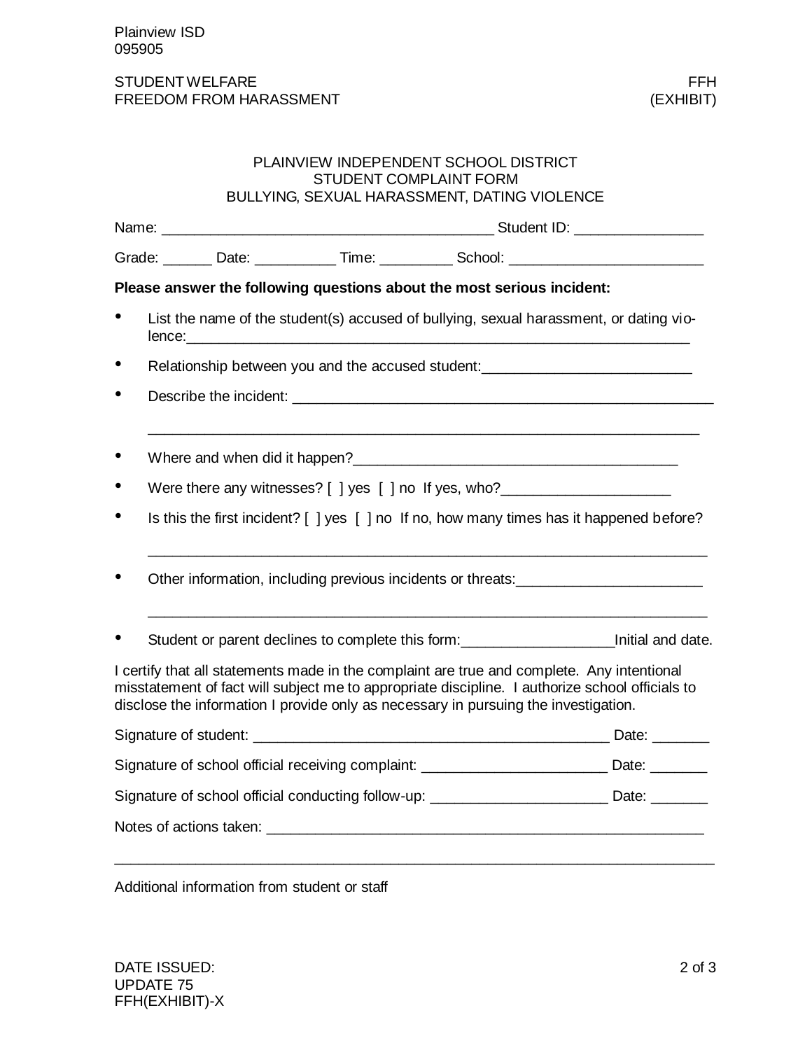# PLAINVIEW INDEPENDENT SCHOOL DISTRICT
## STUDENT COMPLAINT FORM
## BULLYING, SEXUAL HARASSMENT, DATING VIOLENCE

Name: ________________________________________ Student ID: ________________

Grade: ______ Date: __________ Time: _________ School: ________________________

**Please answer the following questions about the most serious incident:**

- List the name of the student(s) accused of bullying, sexual harassment, or dating violence:_______________________________________________________________
- Relationship between you and the accused student:__________________________
- Describe the incident: _______________________________________________________

  _____________________________________________________________________
- Where and when did it happen?_________________________________________
- Were there any witnesses? [ ] yes [ ] no If yes, who?_____________________
- Is this the first incident? [ ] yes [ ] no If no, how many times has it happened before?

  _____________________________________________________________________
- Other information, including previous incidents or threats:_______________________

  _____________________________________________________________________
- Student or parent declines to complete this form:__________________Initial and date.

I certify that all statements made in the complaint are true and complete. Any intentional misstatement of fact will subject me to appropriate discipline. I authorize school officials to disclose the information I provide only as necessary in pursuing the investigation.

Signature of student: _____________________________________________ Date: _______

Signature of school official receiving complaint: _______________________ Date: _______

Signature of school official conducting follow-up: ______________________ Date: _______

Notes of actions taken: _________________________________________________________

___________________________________________________________________________

Additional information from student or staff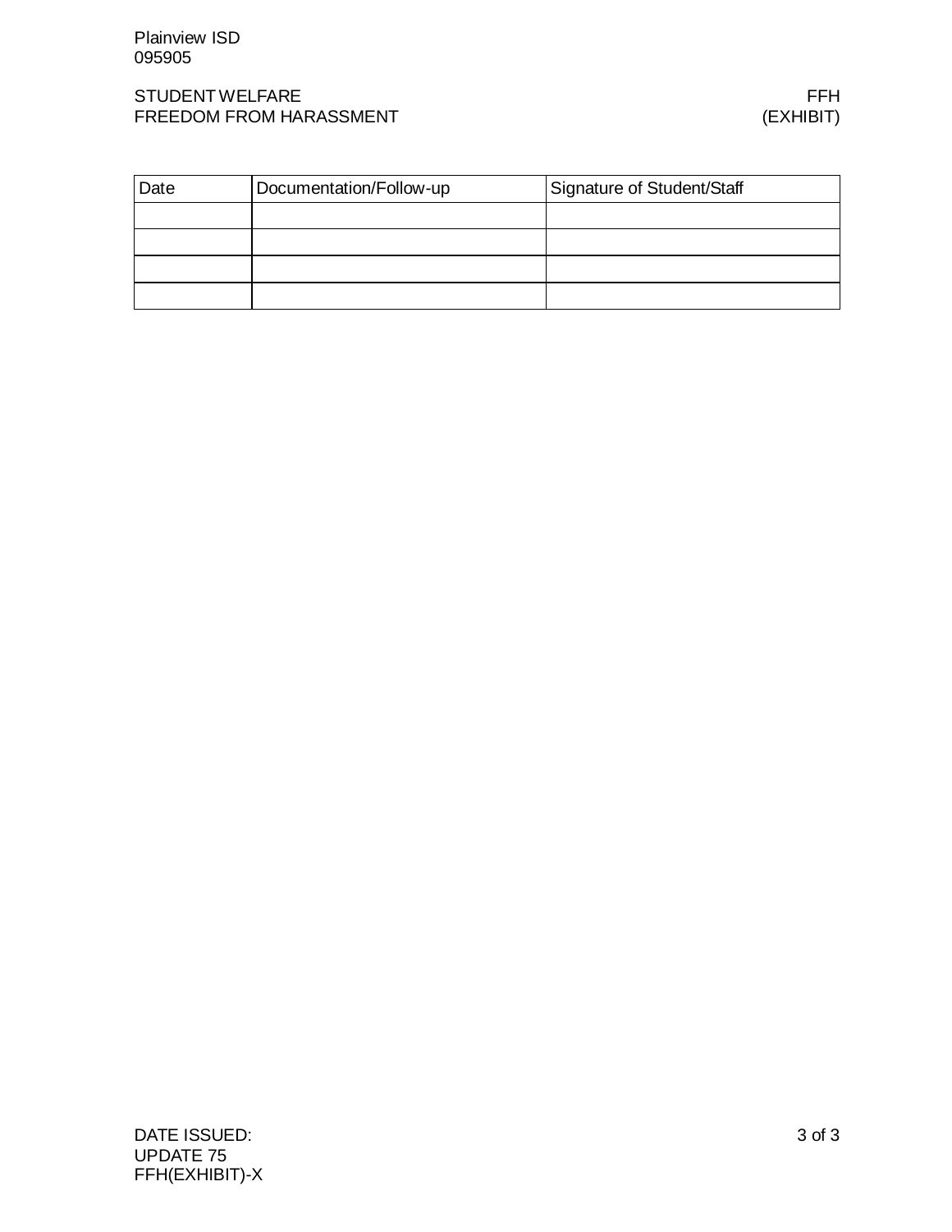| Date | Documentation/Follow-up | Signature of Student/Staff |
|---|---|---|
| | | |
| | | |
| | | |
| | | |